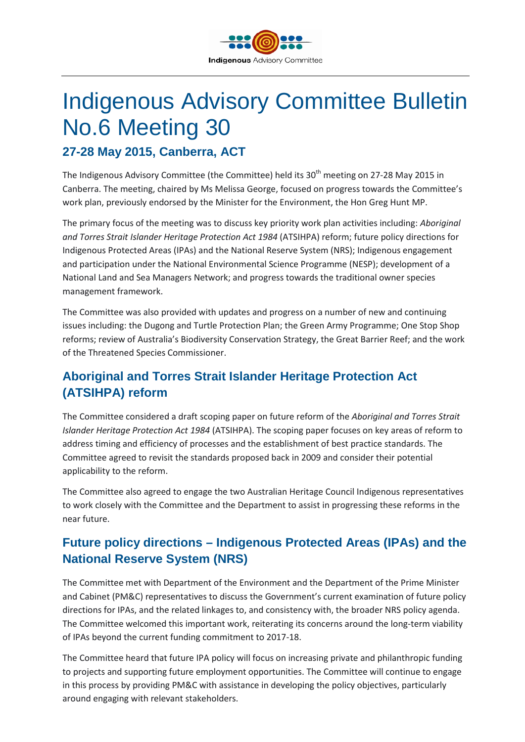# Indigenous Advisory Committee Bulletin No.6 Meeting 30

## 27-28 May 2015, Canberra, ACT

The Indigenous Advisory Committee (the Committee) held its 30th meeting on 27-28 May 2015 in Canberra. The meeting, chaired by Ms Melissa George, focused on progress towards the Committee's work plan, previously endorsed by the Minister for the Environment, the Hon Greg Hunt MP.

The primary focus of the meeting was to discuss key priority work plan activities including: *Aboriginal and Torres Strait Islander Heritage Protection Act 1984* (ATSIHPA) reform; future policy directions for Indigenous Protected Areas (IPAs) and the National Reserve System (NRS); Indigenous engagement and participation under the National Environmental Science Programme (NESP); development of a National Land and Sea Managers Network; and progress towards the traditional owner species management framework.

The Committee was also provided with updates and progress on a number of new and continuing issues including: the Dugong and Turtle Protection Plan; the Green Army Programme; One Stop Shop reforms; review of Australia's Biodiversity Conservation Strategy, the Great Barrier Reef; and the work of the Threatened Species Commissioner.

## Aboriginal and Torres Strait Islander Heritage Protection Act (ATSIHPA) reform

The Committee considered a draft scoping paper on future reform of the *Aboriginal and Torres Strait Islander Heritage Protection Act 1984* (ATSIHPA). The scoping paper focuses on key areas of reform to address timing and efficiency of processes and the establishment of best practice standards. The Committee agreed to revisit the standards proposed back in 2009 and consider their potential applicability to the reform.

The Committee also agreed to engage the two Australian Heritage Council Indigenous representatives to work closely with the Committee and the Department to assist in progressing these reforms in the near future.

## Future policy directions – Indigenous Protected Areas (IPAs) and the National Reserve System (NRS)

The Committee met with Department of the Environment and the Department of the Prime Minister and Cabinet (PM&C) representatives to discuss the Government's current examination of future policy directions for IPAs, and the related linkages to, and consistency with, the broader NRS policy agenda. The Committee welcomed this important work, reiterating its concerns around the long-term viability of IPAs beyond the current funding commitment to 2017-18.

The Committee heard that future IPA policy will focus on increasing private and philanthropic funding to projects and supporting future employment opportunities. The Committee will continue to engage in this process by providing PM&C with assistance in developing the policy objectives, particularly around engaging with relevant stakeholders.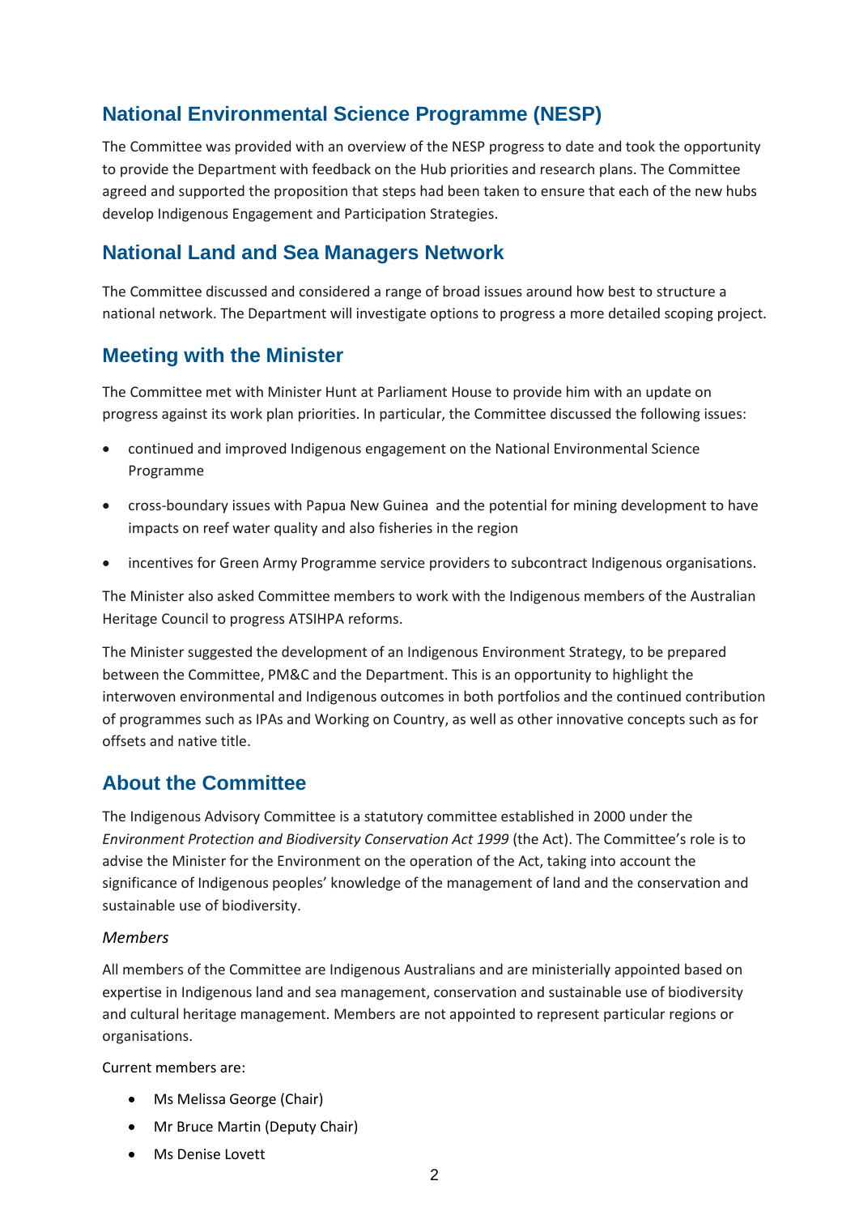## National Environmental Science Programme (NESP)

The Committee was provided with an overview of the NESP progress to date and took the opportunity to provide the Department with feedback on the Hub priorities and research plans. The Committee agreed and supported the proposition that steps had been taken to ensure that each of the new hubs develop Indigenous Engagement and Participation Strategies.

## National Land and Sea Managers Network

The Committee discussed and considered a range of broad issues around how best to structure a national network. The Department will investigate options to progress a more detailed scoping project.

## Meeting with the Minister

The Committee met with Minister Hunt at Parliament House to provide him with an update on progress against its work plan priorities. In particular, the Committee discussed the following issues:

- continued and improved Indigenous engagement on the National Environmental Science Programme
- cross-boundary issues with Papua New Guinea and the potential for mining development to have impacts on reef water quality and also fisheries in the region
- incentives for Green Army Programme service providers to subcontract Indigenous organisations.

The Minister also asked Committee members to work with the Indigenous members of the Australian Heritage Council to progress ATSIHPA reforms.

The Minister suggested the development of an Indigenous Environment Strategy, to be prepared between the Committee, PM&C and the Department. This is an opportunity to highlight the interwoven environmental and Indigenous outcomes in both portfolios and the continued contribution of programmes such as IPAs and Working on Country, as well as other innovative concepts such as for offsets and native title.

## About the Committee

The Indigenous Advisory Committee is a statutory committee established in 2000 under the *Environment Protection and Biodiversity Conservation Act 1999* (the Act). The Committee's role is to advise the Minister for the Environment on the operation of the Act, taking into account the significance of Indigenous peoples' knowledge of the management of land and the conservation and sustainable use of biodiversity.

*Members*

All members of the Committee are Indigenous Australians and are ministerially appointed based on expertise in Indigenous land and sea management, conservation and sustainable use of biodiversity and cultural heritage management. Members are not appointed to represent particular regions or organisations.

Current members are:

- Ms Melissa George (Chair)
- Mr Bruce Martin (Deputy Chair)
- Ms Denise Lovett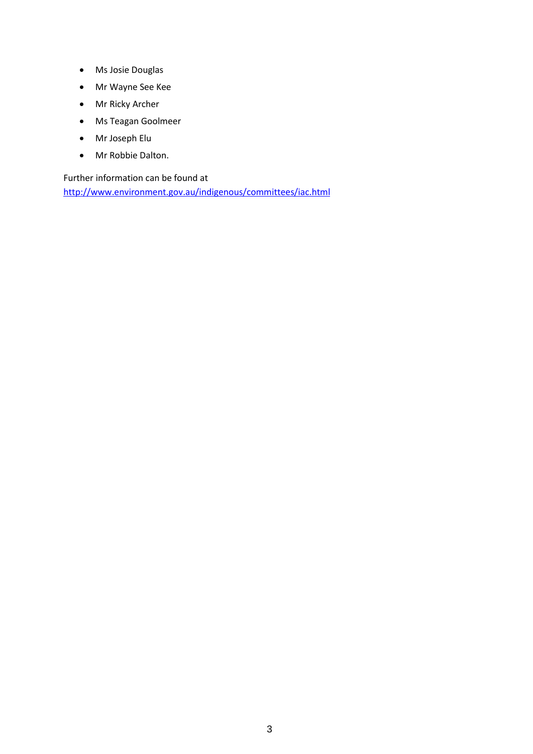- Ms Josie Douglas
- Mr Wayne See Kee
- Mr Ricky Archer
- Ms Teagan Goolmeer
- Mr Joseph Elu
- Mr Robbie Dalton.

Further information can be found at
http://www.environment.gov.au/indigenous/committees/iac.html